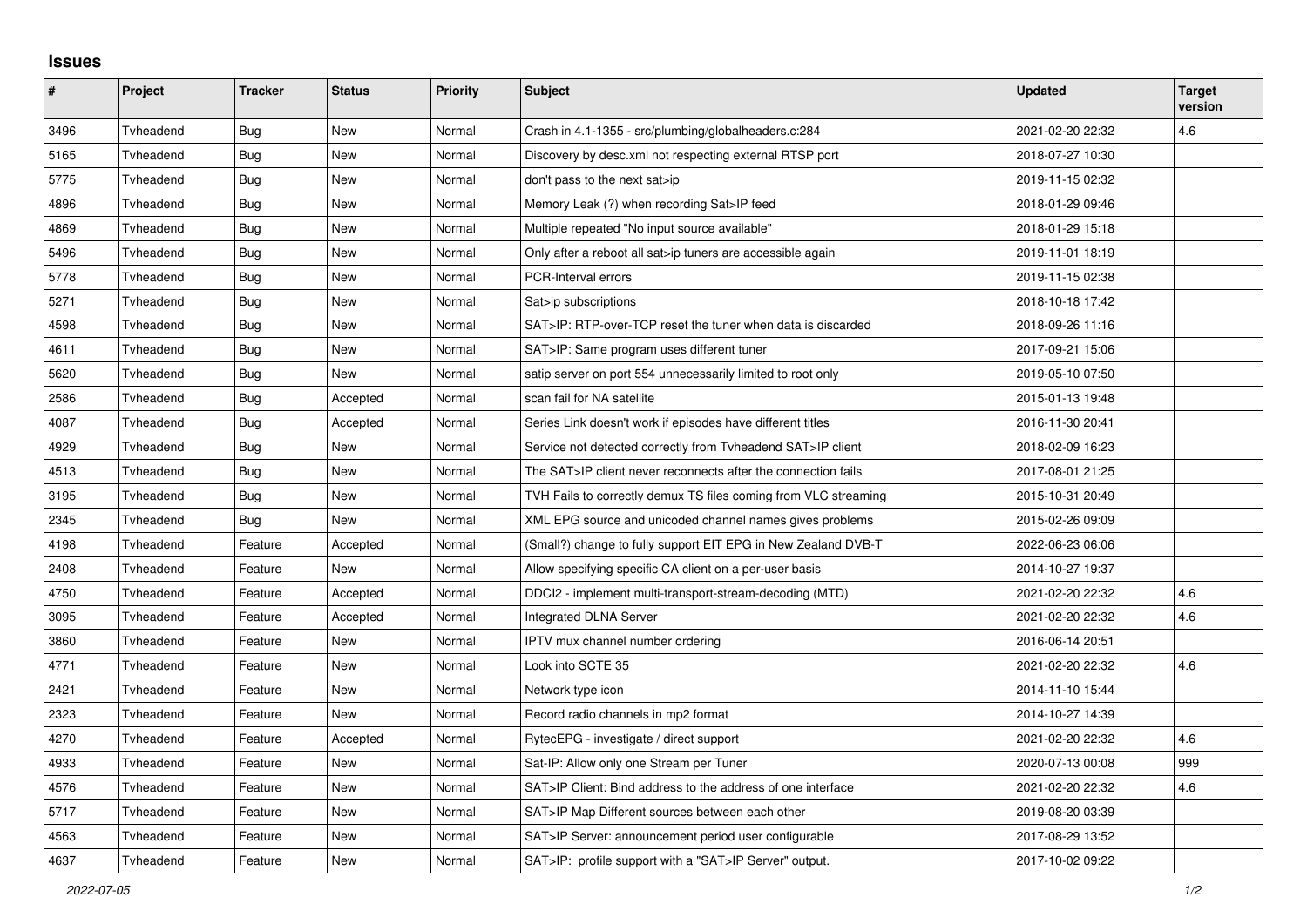# Issues

| # | Project | Tracker | Status | Priority | Subject | Updated | Target version |
|---|---|---|---|---|---|---|---|
| 3496 | Tvheadend | Bug | New | Normal | Crash in 4.1-1355 - src/plumbing/globalheaders.c:284 | 2021-02-20 22:32 | 4.6 |
| 5165 | Tvheadend | Bug | New | Normal | Discovery by desc.xml not respecting external RTSP port | 2018-07-27 10:30 | |
| 5775 | Tvheadend | Bug | New | Normal | don't pass to the next sat>ip | 2019-11-15 02:32 | |
| 4896 | Tvheadend | Bug | New | Normal | Memory Leak (?) when recording Sat>IP feed | 2018-01-29 09:46 | |
| 4869 | Tvheadend | Bug | New | Normal | Multiple repeated "No input source available" | 2018-01-29 15:18 | |
| 5496 | Tvheadend | Bug | New | Normal | Only after a reboot all sat>ip tuners are accessible again | 2019-11-01 18:19 | |
| 5778 | Tvheadend | Bug | New | Normal | PCR-Interval errors | 2019-11-15 02:38 | |
| 5271 | Tvheadend | Bug | New | Normal | Sat>ip subscriptions | 2018-10-18 17:42 | |
| 4598 | Tvheadend | Bug | New | Normal | SAT>IP: RTP-over-TCP reset the tuner when data is discarded | 2018-09-26 11:16 | |
| 4611 | Tvheadend | Bug | New | Normal | SAT>IP: Same program uses different tuner | 2017-09-21 15:06 | |
| 5620 | Tvheadend | Bug | New | Normal | satip server on port 554 unnecessarily limited to root only | 2019-05-10 07:50 | |
| 2586 | Tvheadend | Bug | Accepted | Normal | scan fail for NA satellite | 2015-01-13 19:48 | |
| 4087 | Tvheadend | Bug | Accepted | Normal | Series Link doesn't work if episodes have different titles | 2016-11-30 20:41 | |
| 4929 | Tvheadend | Bug | New | Normal | Service not detected correctly from Tvheadend SAT>IP client | 2018-02-09 16:23 | |
| 4513 | Tvheadend | Bug | New | Normal | The SAT>IP client never reconnects after the connection fails | 2017-08-01 21:25 | |
| 3195 | Tvheadend | Bug | New | Normal | TVH Fails to correctly demux TS files coming from VLC streaming | 2015-10-31 20:49 | |
| 2345 | Tvheadend | Bug | New | Normal | XML EPG source and unicoded channel names gives problems | 2015-02-26 09:09 | |
| 4198 | Tvheadend | Feature | Accepted | Normal | (Small?) change to fully support EIT EPG in New Zealand DVB-T | 2022-06-23 06:06 | |
| 2408 | Tvheadend | Feature | New | Normal | Allow specifying specific CA client on a per-user basis | 2014-10-27 19:37 | |
| 4750 | Tvheadend | Feature | Accepted | Normal | DDCI2 - implement multi-transport-stream-decoding (MTD) | 2021-02-20 22:32 | 4.6 |
| 3095 | Tvheadend | Feature | Accepted | Normal | Integrated DLNA Server | 2021-02-20 22:32 | 4.6 |
| 3860 | Tvheadend | Feature | New | Normal | IPTV mux channel number ordering | 2016-06-14 20:51 | |
| 4771 | Tvheadend | Feature | New | Normal | Look into SCTE 35 | 2021-02-20 22:32 | 4.6 |
| 2421 | Tvheadend | Feature | New | Normal | Network type icon | 2014-11-10 15:44 | |
| 2323 | Tvheadend | Feature | New | Normal | Record radio channels in mp2 format | 2014-10-27 14:39 | |
| 4270 | Tvheadend | Feature | Accepted | Normal | RytecEPG - investigate / direct support | 2021-02-20 22:32 | 4.6 |
| 4933 | Tvheadend | Feature | New | Normal | Sat-IP: Allow only one Stream per Tuner | 2020-07-13 00:08 | 999 |
| 4576 | Tvheadend | Feature | New | Normal | SAT>IP Client: Bind address to the address of one interface | 2021-02-20 22:32 | 4.6 |
| 5717 | Tvheadend | Feature | New | Normal | SAT>IP Map Different sources between each other | 2019-08-20 03:39 | |
| 4563 | Tvheadend | Feature | New | Normal | SAT>IP Server: announcement period user configurable | 2017-08-29 13:52 | |
| 4637 | Tvheadend | Feature | New | Normal | SAT>IP: profile support with a "SAT>IP Server" output. | 2017-10-02 09:22 | |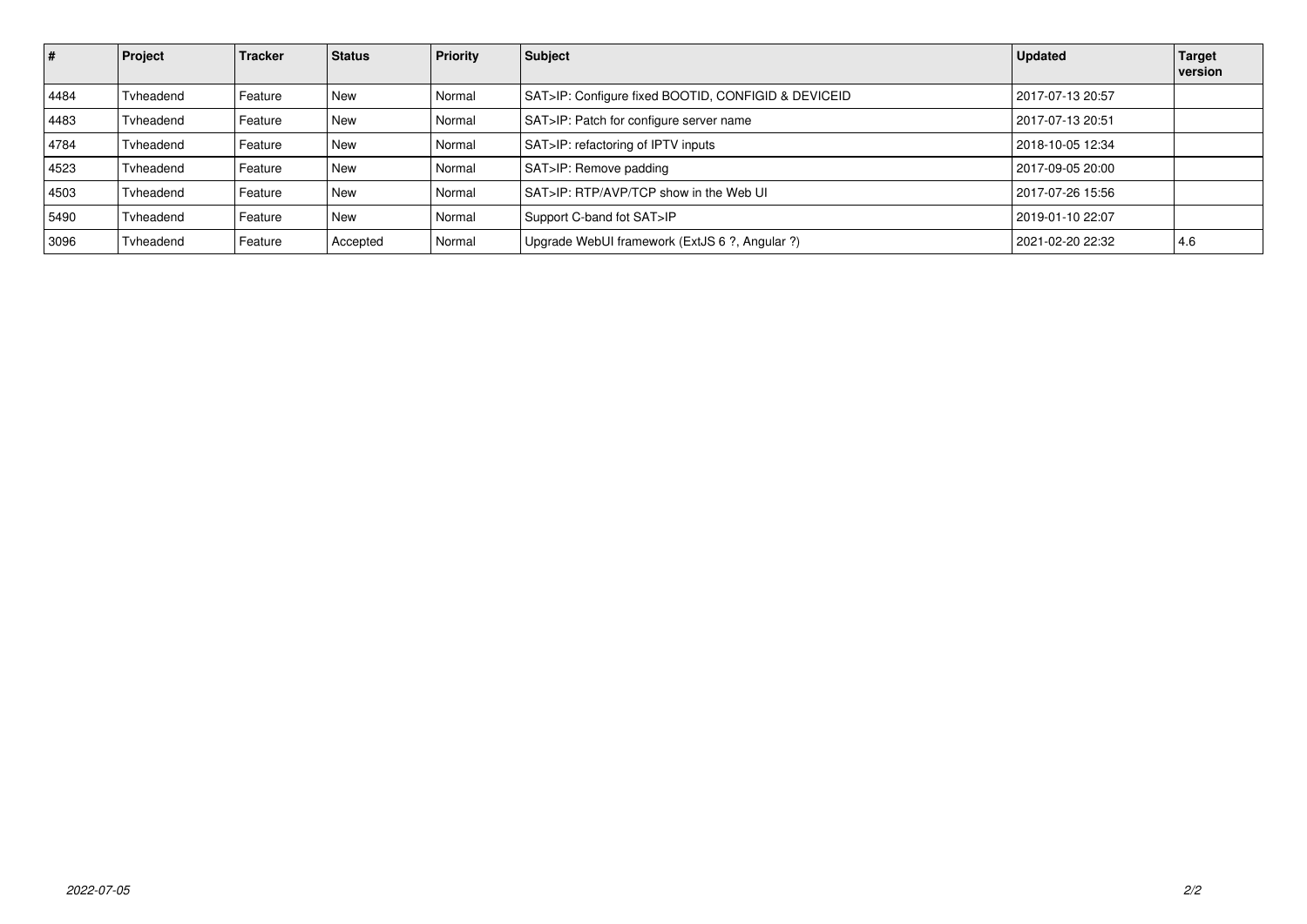| # | Project | Tracker | Status | Priority | Subject | Updated | Target version |
|---|---|---|---|---|---|---|---|
| 4484 | Tvheadend | Feature | New | Normal | SAT>IP: Configure fixed BOOTID, CONFIGID & DEVICEID | 2017-07-13 20:57 | |
| 4483 | Tvheadend | Feature | New | Normal | SAT>IP: Patch for configure server name | 2017-07-13 20:51 | |
| 4784 | Tvheadend | Feature | New | Normal | SAT>IP: refactoring of IPTV inputs | 2018-10-05 12:34 | |
| 4523 | Tvheadend | Feature | New | Normal | SAT>IP: Remove padding | 2017-09-05 20:00 | |
| 4503 | Tvheadend | Feature | New | Normal | SAT>IP: RTP/AVP/TCP show in the Web UI | 2017-07-26 15:56 | |
| 5490 | Tvheadend | Feature | New | Normal | Support C-band fot SAT>IP | 2019-01-10 22:07 | |
| 3096 | Tvheadend | Feature | Accepted | Normal | Upgrade WebUI framework (ExtJS 6 ?, Angular ?) | 2021-02-20 22:32 | 4.6 |